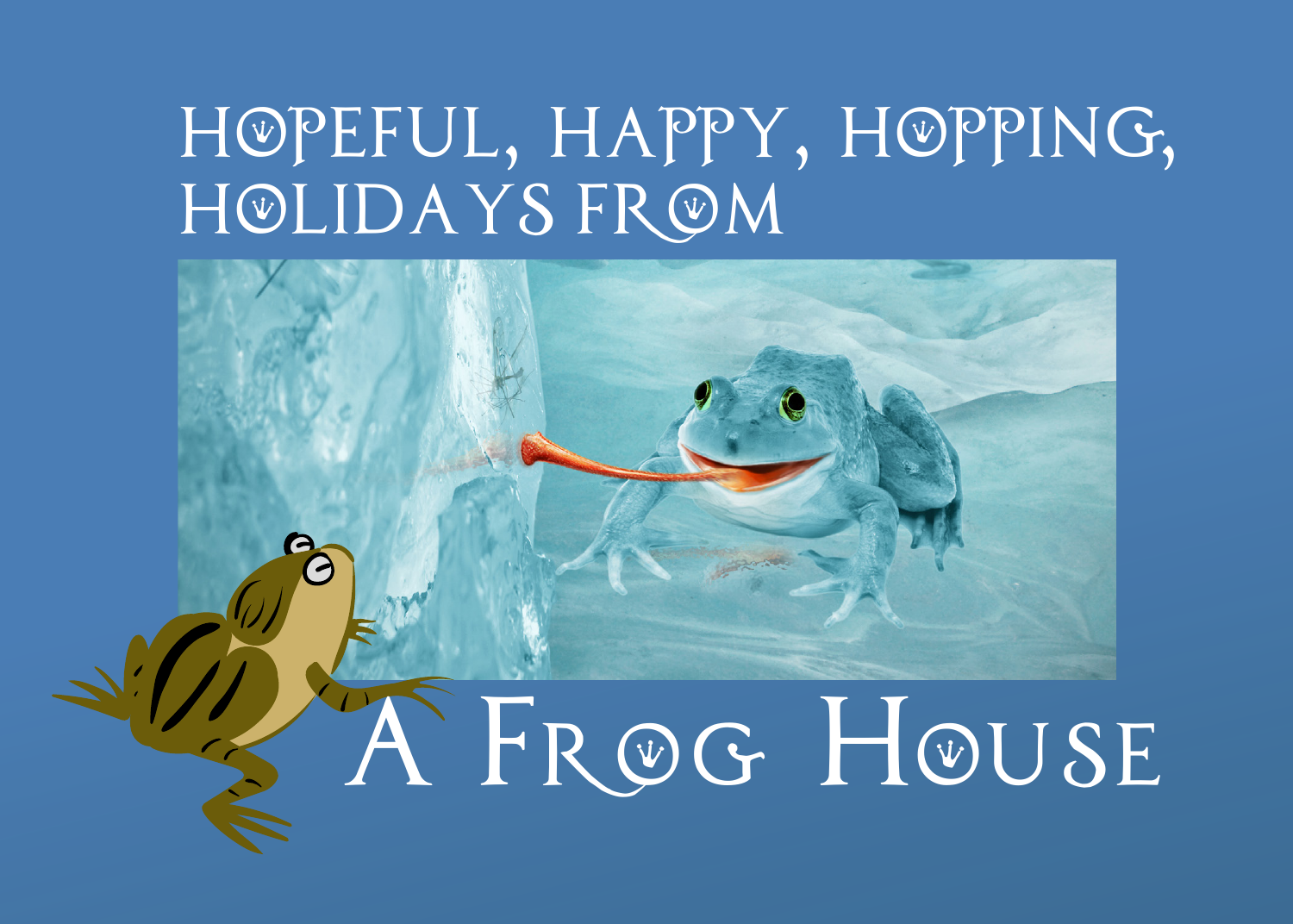# Hopeful, Happy, Hopping, Holidays from

# A Frog House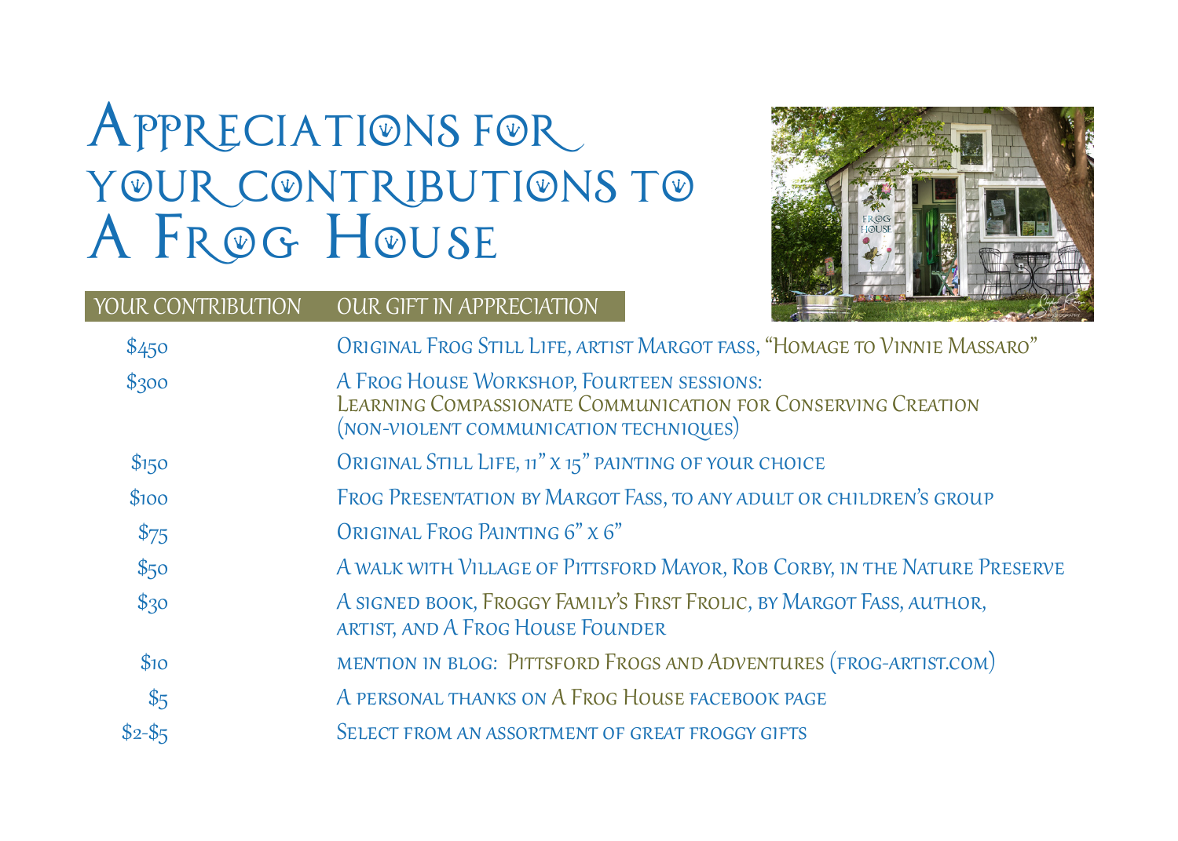# Appreciations for your contributions to A Frog House

| YOUR CONTRIBUTION | OUR GIFT IN APPRECIATION |
|---|---|
| $450 | Original Frog Still Life, artist Margot fass, "Homage to Vinnie Massaro" |
| $300 | A Frog House Workshop, Fourteen sessions: Learning Compassionate Communication for Conserving Creation (non-violent communication techniques) |
| $150 | Original Still Life, 11" x 15" painting of your choice |
| $100 | Frog Presentation by Margot Fass, to any adult or children's group |
| $75 | Original Frog Painting 6" x 6" |
| $50 | A walk with Village of Pittsford Mayor, Rob Corby, in the Nature Preserve |
| $30 | A signed book, Froggy Family's First Frolic, by Margot Fass, author, artist, and A Frog House Founder |
| $10 | mention in blog: Pittsford Frogs and Adventures (frog-artist.com) |
| $5 | A personal thanks on A Frog House facebook page |
| $2-$5 | Select from an assortment of great froggy gifts |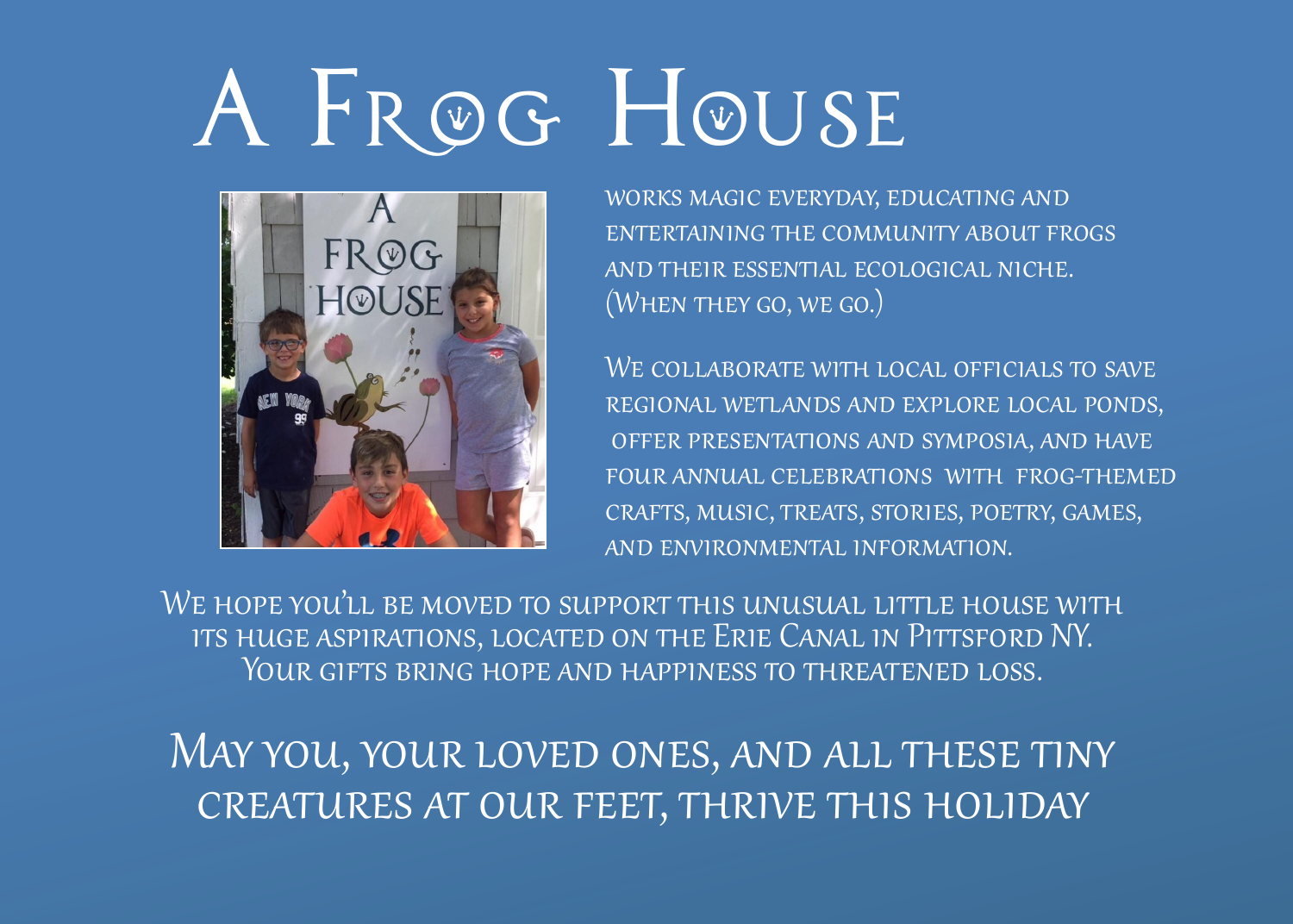# A Frog House

works magic everyday, educating and entertaining the community about frogs and their essential ecological niche. (When they go, we go.)

We collaborate with local officials to save regional wetlands and explore local ponds, offer presentations and symposia, and have four annual celebrations with frog-themed crafts, music, treats, stories, poetry, games, and environmental information.

We hope you'll be moved to support this unusual little house with its huge aspirations, located on the Erie Canal in Pittsford NY. Your gifts bring hope and happiness to threatened loss.

May you, your loved ones, and all these tiny creatures at our feet, thrive this holiday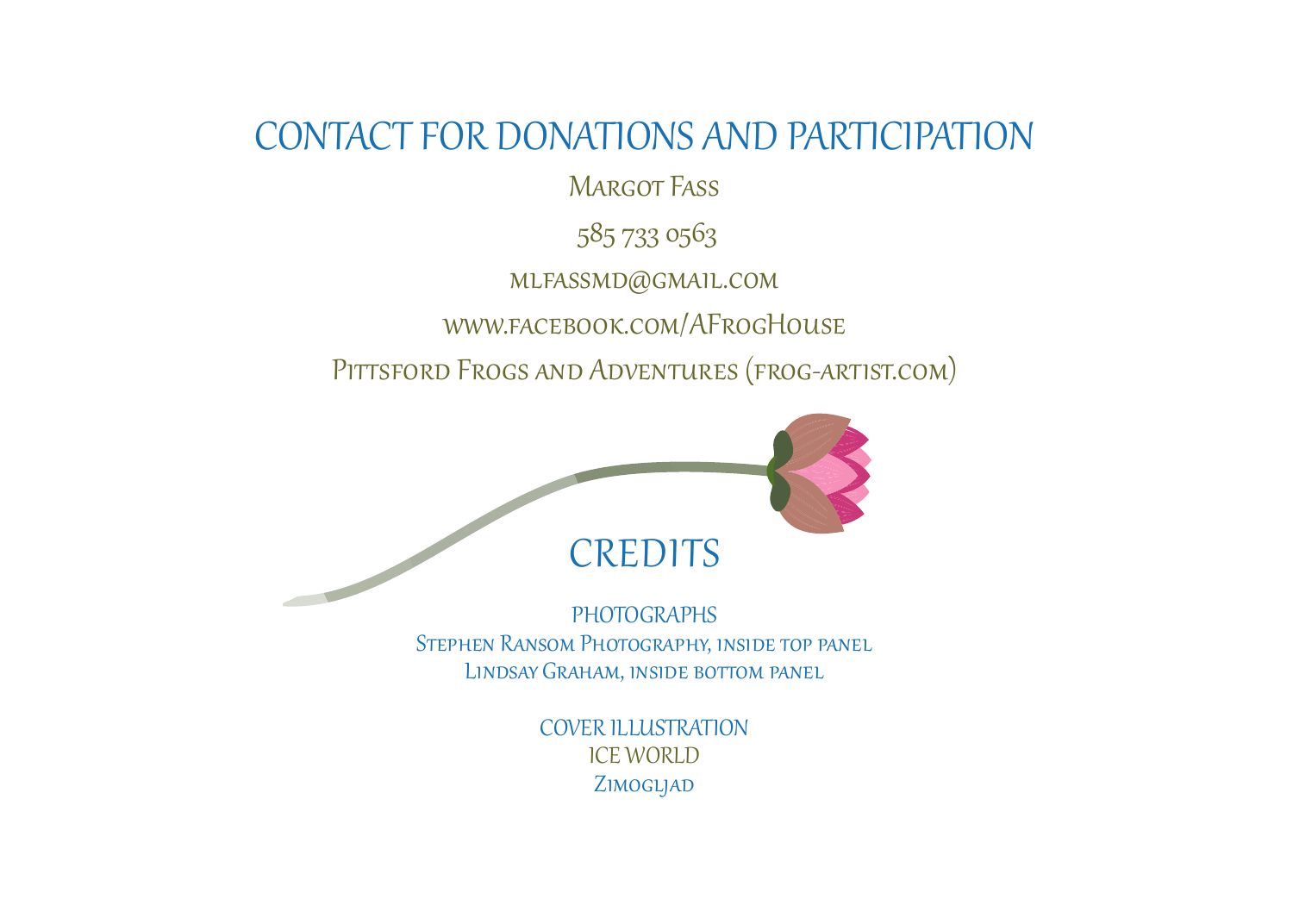# CONTACT FOR DONATIONS AND PARTICIPATION

Margot Fass

585 733 0563

mlfassmd@gmail.com

www.facebook.com/AFrogHouse

Pittsford Frogs and Adventures (frog-artist.com)

# CREDITS

PHOTOGRAPHS

Stephen Ransom Photography, inside top panel

Lindsay Graham, inside bottom panel

COVER ILLUSTRATION

ICE WORLD

Zimogljad